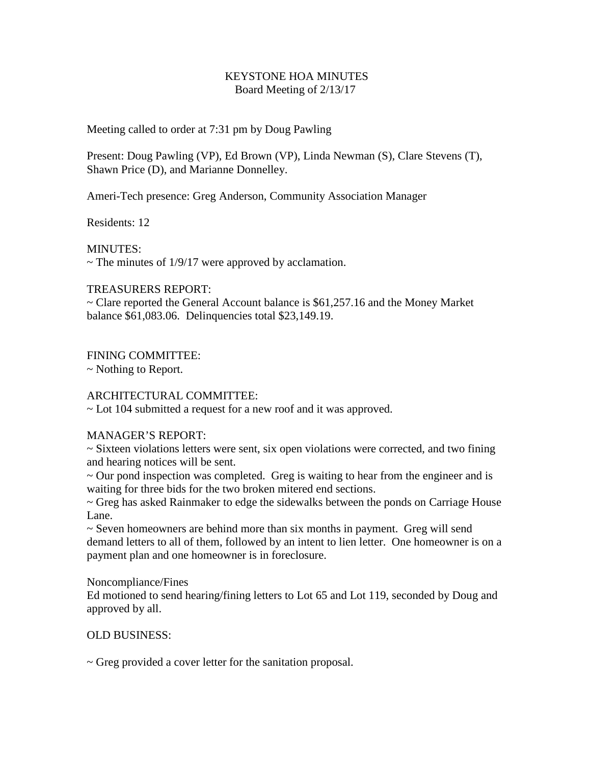# KEYSTONE HOA MINUTES

Board Meeting of 2/13/17

Meeting called to order at 7:31 pm by Doug Pawling

Present: Doug Pawling (VP), Ed Brown (VP), Linda Newman (S), Clare Stevens (T), Shawn Price (D), and Marianne Donnelley.

Ameri-Tech presence: Greg Anderson, Community Association Manager

Residents: 12

MINUTES:

~ The minutes of 1/9/17 were approved by acclamation.

TREASURERS REPORT:

~ Clare reported the General Account balance is $61,257.16 and the Money Market balance $61,083.06. Delinquencies total $23,149.19.

FINING COMMITTEE:

~ Nothing to Report.

ARCHITECTURAL COMMITTEE:

~ Lot 104 submitted a request for a new roof and it was approved.

MANAGER'S REPORT:

~ Sixteen violations letters were sent, six open violations were corrected, and two fining and hearing notices will be sent.

~ Our pond inspection was completed. Greg is waiting to hear from the engineer and is waiting for three bids for the two broken mitered end sections.

~ Greg has asked Rainmaker to edge the sidewalks between the ponds on Carriage House Lane.

~ Seven homeowners are behind more than six months in payment. Greg will send demand letters to all of them, followed by an intent to lien letter. One homeowner is on a payment plan and one homeowner is in foreclosure.

Noncompliance/Fines

Ed motioned to send hearing/fining letters to Lot 65 and Lot 119, seconded by Doug and approved by all.

OLD BUSINESS:

~ Greg provided a cover letter for the sanitation proposal.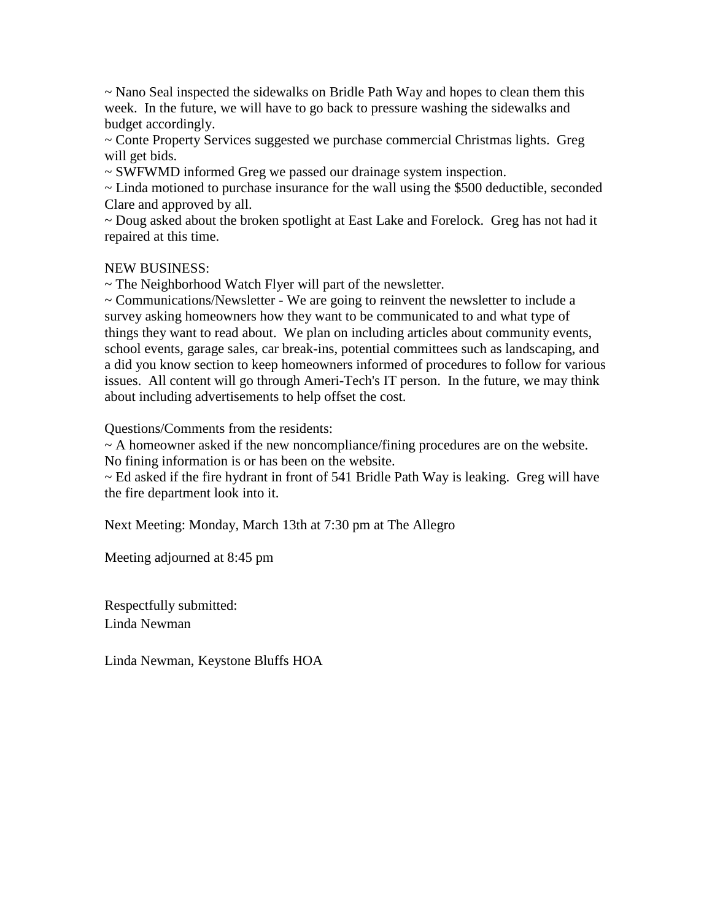~ Nano Seal inspected the sidewalks on Bridle Path Way and hopes to clean them this week. In the future, we will have to go back to pressure washing the sidewalks and budget accordingly.
~ Conte Property Services suggested we purchase commercial Christmas lights. Greg will get bids.
~ SWFWMD informed Greg we passed our drainage system inspection.
~ Linda motioned to purchase insurance for the wall using the $500 deductible, seconded Clare and approved by all.
~ Doug asked about the broken spotlight at East Lake and Forelock. Greg has not had it repaired at this time.

NEW BUSINESS:
~ The Neighborhood Watch Flyer will part of the newsletter.
~ Communications/Newsletter - We are going to reinvent the newsletter to include a survey asking homeowners how they want to be communicated to and what type of things they want to read about. We plan on including articles about community events, school events, garage sales, car break-ins, potential committees such as landscaping, and a did you know section to keep homeowners informed of procedures to follow for various issues. All content will go through Ameri-Tech's IT person. In the future, we may think about including advertisements to help offset the cost.

Questions/Comments from the residents:
~ A homeowner asked if the new noncompliance/fining procedures are on the website. No fining information is or has been on the website.
~ Ed asked if the fire hydrant in front of 541 Bridle Path Way is leaking. Greg will have the fire department look into it.

Next Meeting: Monday, March 13th at 7:30 pm at The Allegro

Meeting adjourned at 8:45 pm

Respectfully submitted:
Linda Newman

Linda Newman, Keystone Bluffs HOA